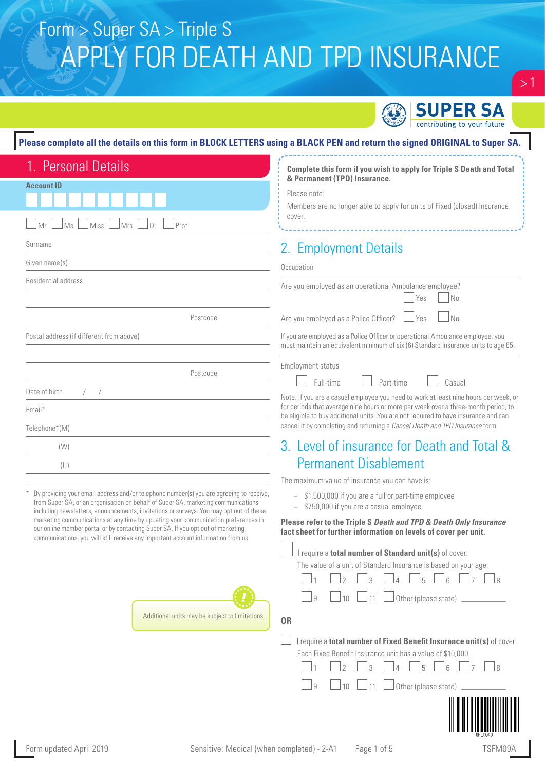Form > Super SA > Triple S

# APPLY FOR DEATH AND TPD INSURANCE

SUPER SA
contributing to your future

**Please complete all the details on this form in BLOCK LETTERS using a BLACK PEN and return the signed ORIGINAL to Super SA.**

## 1. Personal Details

**Account ID**

☐ Mr ☐ Ms ☐ Miss ☐ Mrs ☐ Dr ☐ Prof

Surname

Given name(s)

Residential address

Postcode

Postal address (if different from above)

Postcode

Date of birth / /

Email*

Telephone*(M)

(W)

(H)

\* By providing your email address and/or telephone number(s) you are agreeing to receive, from Super SA, or an organisation on behalf of Super SA, marketing communications including newsletters, announcements, invitations or surveys. You may opt out of these marketing communications at any time by updating your communication preferences in our online member portal or by contacting Super SA. If you opt out of marketing communications, you will still receive any important account information from us.

Additional units may be subject to limitations.

**Complete this form if you wish to apply for Triple S Death and Total & Permanent (TPD) Insurance.**

Please note:

Members are no longer able to apply for units of Fixed (closed) Insurance cover.

## 2. Employment Details

Occupation

Are you employed as an operational Ambulance employee? ☐ Yes ☐ No

Are you employed as a Police Officer? ☐ Yes ☐ No

If you are employed as a Police Officer or operational Ambulance employee, you must maintain an equivalent minimum of six (6) Standard Insurance units to age 65.

Employment status

☐ Full-time ☐ Part-time ☐ Casual

Note: If you are a casual employee you need to work at least nine hours per week, or for periods that average nine hours or more per week over a three-month period, to be eligible to buy additional units. You are not required to have insurance and can cancel it by completing and returning a *Cancel Death and TPD Insurance* form

## 3. Level of insurance for Death and Total & Permanent Disablement

The maximum value of insurance you can have is:

- $1,500,000 if you are a full or part-time employee
- $750,000 if you are a casual employee.

**Please refer to the Triple S *Death and TPD & Death Only Insurance* fact sheet for further information on levels of cover per unit.**

☐ I require a **total number of Standard unit(s)** of cover:

The value of a unit of Standard Insurance is based on your age.

☐ 1 ☐ 2 ☐ 3 ☐ 4 ☐ 5 ☐ 6 ☐ 7 ☐ 8

☐ 9 ☐ 10 ☐ 11 ☐ Other (please state) ________

**OR**

☐ I require a **total number of Fixed Benefit Insurance unit(s)** of cover:

Each Fixed Benefit Insurance unit has a value of $10,000.

☐ 1 ☐ 2 ☐ 3 ☐ 4 ☐ 5 ☐ 6 ☐ 7 ☐ 8

☐ 9 ☐ 10 ☐ 11 ☐ Other (please state) ________

Form updated April 2019 Sensitive: Medical (when completed) -I2-A1 TSFM09A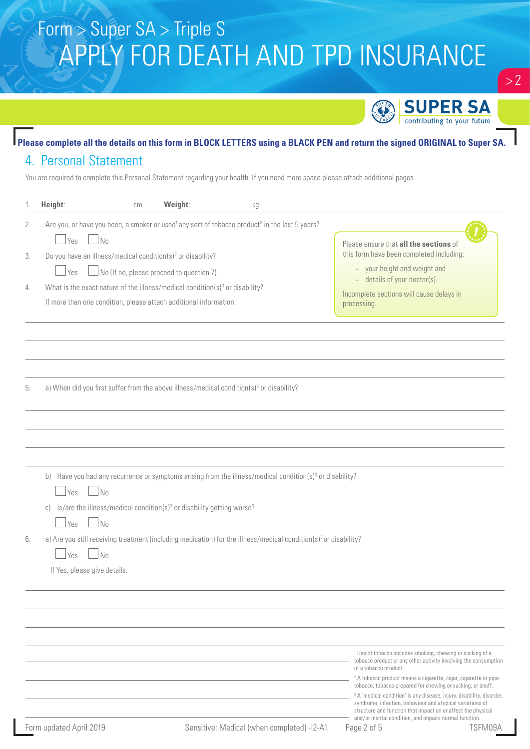# Form > Super SA > Triple S
# APPLY FOR DEATH AND TPD INSURANCE

**Please complete all the details on this form in BLOCK LETTERS using a BLACK PEN and return the signed ORIGINAL to Super SA.**

## 4. Personal Statement

You are required to complete this Personal Statement regarding your health. If you need more space please attach additional pages.

1. **Height**: ______ cm **Weight**: ______ kg

2. Are you, or have you been, a smoker or used[1] any sort of tobacco product[2] in the last 5 years?

   ☐ Yes ☐ No

3. Do you have an illness/medical condition(s)[3] or disability?

   ☐ Yes ☐ No (If no, please proceed to question 7)

4. What is the exact nature of the illness/medical condition(s)[3] or disability?

   If more than one condition, please attach additional information.

> Please ensure that **all the sections** of this form have been completed including:
>
> - your height and weight and
> - details of your doctor(s).
>
> Incomplete sections will cause delays in processing.

5. a) When did you first suffer from the above illness/medical condition(s)[3] or disability?

   b) Have you had any recurrence or symptoms arising from the illness/medical condition(s)[3] or disability?

   ☐ Yes ☐ No

   c) Is/are the illness/medical condition(s)[3] or disability getting worse?

   ☐ Yes ☐ No

6. a) Are you still receiving treatment (including medication) for the illness/medical condition(s)[3] or disability?

   ☐ Yes ☐ No

   If Yes, please give details:

[1] Use of tobacco includes smoking, chewing or sucking of a tobacco product or any other activity involving the consumption of a tobacco product.

[2] A tobacco product means a cigarette, cigar, cigarette or pipe tobacco, tobacco prepared for chewing or sucking, or snuff.

[3] A 'medical condition' is any disease, injury, disability, disorder, syndrome, infection, behaviour and atypical variations of structure and function that impact on or affect the physical and/or mental condition, and impairs normal function.

Form updated April 2019 Sensitive: Medical (when completed) -I2-A1 TSFM09A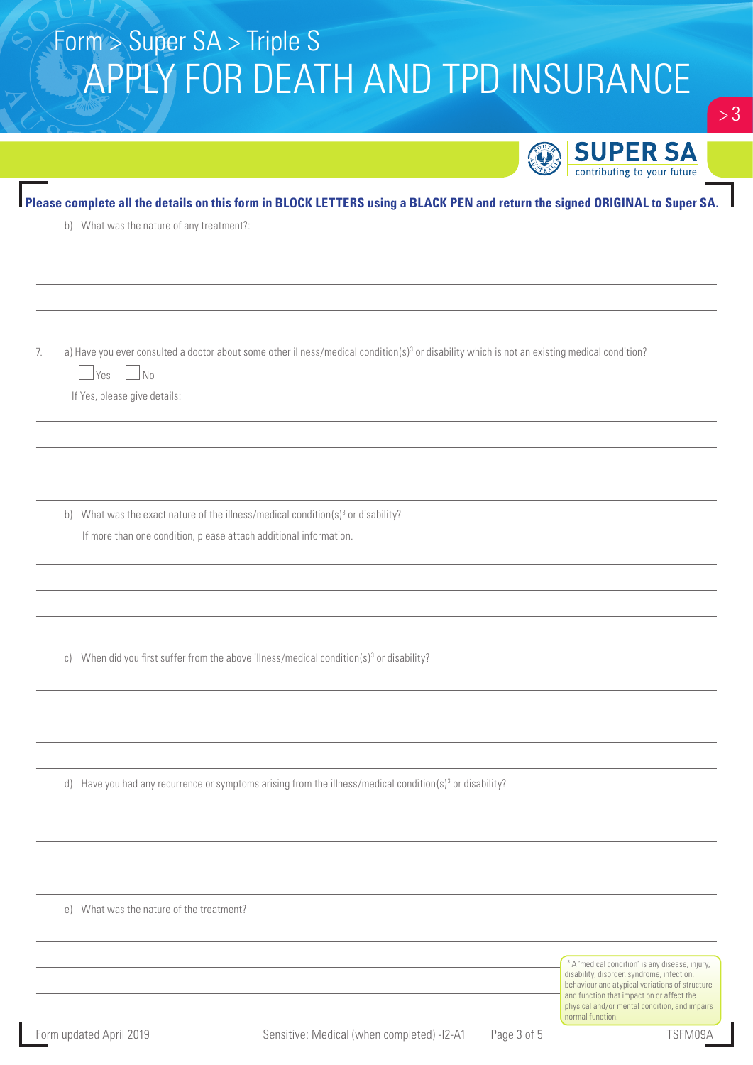**Please complete all the details on this form in BLOCK LETTERS using a BLACK PEN and return the signed ORIGINAL to Super SA.**

b) What was the nature of any treatment?:

7. a) Have you ever consulted a doctor about some other illness/medical condition(s)[3] or disability which is not an existing medical condition?

☐ Yes ☐ No

If Yes, please give details:

b) What was the exact nature of the illness/medical condition(s)[3] or disability?

If more than one condition, please attach additional information.

c) When did you first suffer from the above illness/medical condition(s)[3] or disability?

d) Have you had any recurrence or symptoms arising from the illness/medical condition(s)[3] or disability?

e) What was the nature of the treatment?

[3] A 'medical condition' is any disease, injury, disability, disorder, syndrome, infection, behaviour and atypical variations of structure and function that impact on or affect the physical and/or mental condition, and impairs normal function.

Form updated April 2019 Sensitive: Medical (when completed) -I2-A1 TSFM09A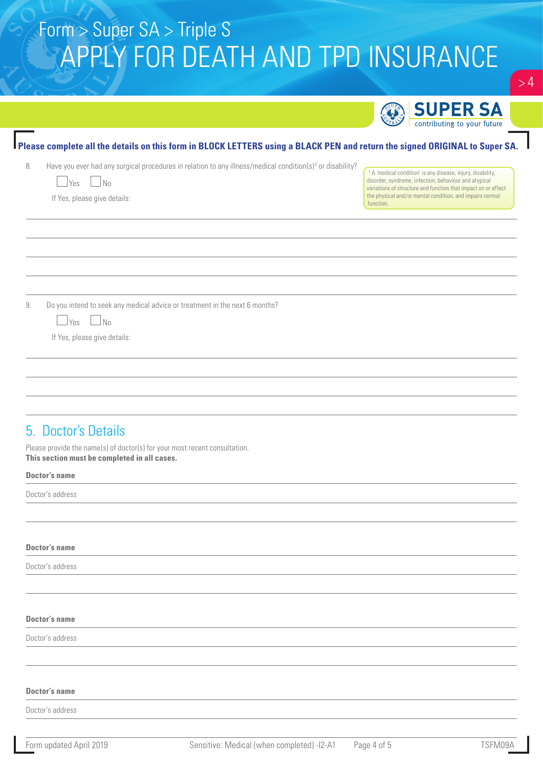**Please complete all the details on this form in BLOCK LETTERS using a BLACK PEN and return the signed ORIGINAL to Super SA.**

8. Have you ever had any surgical procedures in relation to any illness/medical condition(s)[3] or disability?

   ☐ Yes ☐ No

   If Yes, please give details:

[3] A 'medical condition' is any disease, injury, disability, disorder, syndrome, infection, behaviour and atypical variations of structure and function that impact on or affect the physical and/or mental condition, and impairs normal function.

9. Do you intend to seek any medical advice or treatment in the next 6 months?

   ☐ Yes ☐ No

   If Yes, please give details:

## 5. Doctor's Details

Please provide the name(s) of doctor(s) for your most recent consultation.
**This section must be completed in all cases.**

**Doctor's name**

Doctor's address

**Doctor's name**

Doctor's address

**Doctor's name**

Doctor's address

**Doctor's name**

Doctor's address

Form updated April 2019 | Sensitive: Medical (when completed) -I2-A1 | TSFM09A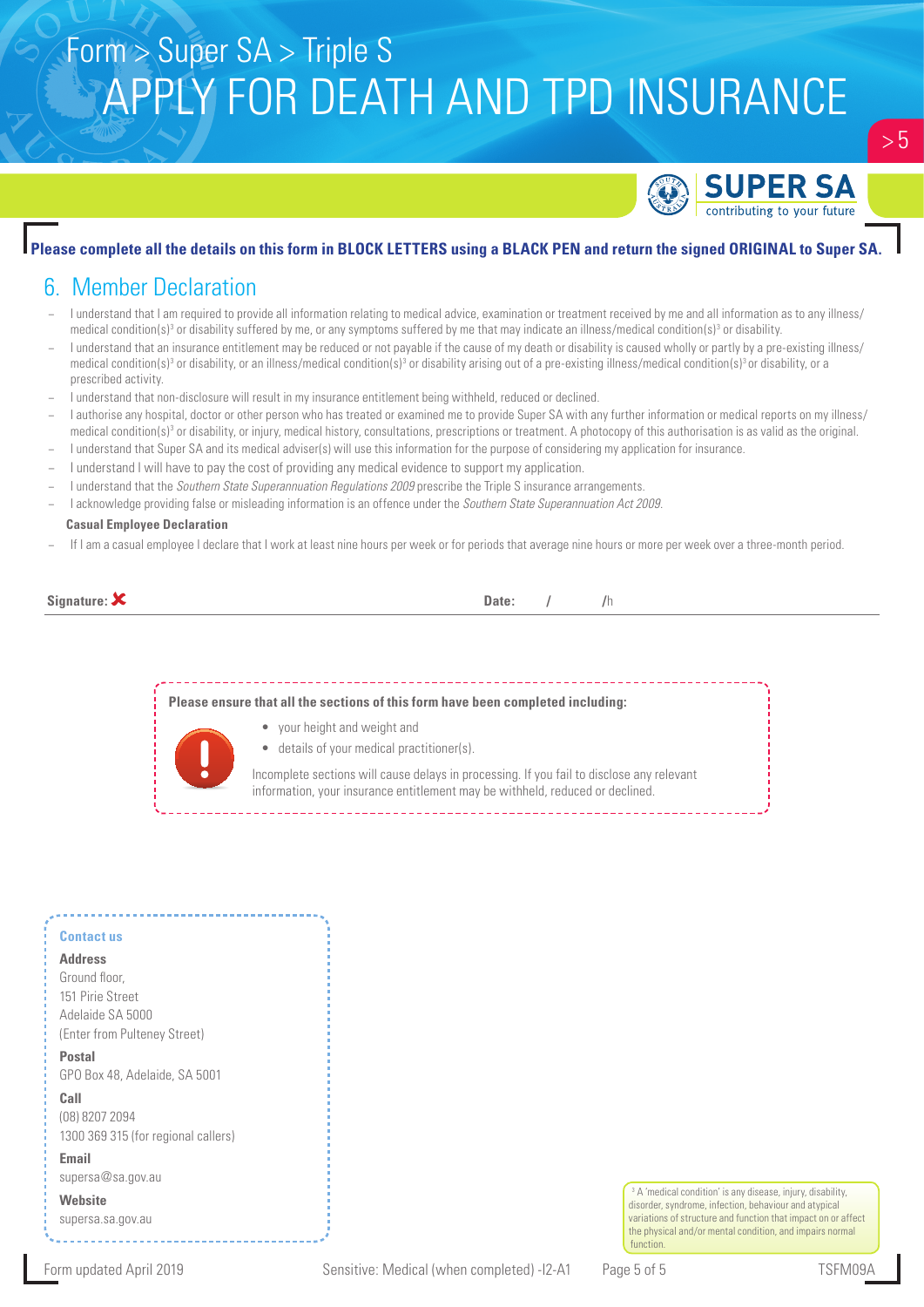# Form > Super SA > Triple S
# APPLY FOR DEATH AND TPD INSURANCE

**Please complete all the details on this form in BLOCK LETTERS using a BLACK PEN and return the signed ORIGINAL to Super SA.**

## 6. Member Declaration

- I understand that I am required to provide all information relating to medical advice, examination or treatment received by me and all information as to any illness/ medical condition(s)[3] or disability suffered by me, or any symptoms suffered by me that may indicate an illness/medical condition(s)[3] or disability.
- I understand that an insurance entitlement may be reduced or not payable if the cause of my death or disability is caused wholly or partly by a pre-existing illness/ medical condition(s)[3] or disability, or an illness/medical condition(s)[3] or disability arising out of a pre-existing illness/medical condition(s)[3] or disability, or a prescribed activity.
- I understand that non-disclosure will result in my insurance entitlement being withheld, reduced or declined.
- I authorise any hospital, doctor or other person who has treated or examined me to provide Super SA with any further information or medical reports on my illness/ medical condition(s)[3] or disability, or injury, medical history, consultations, prescriptions or treatment. A photocopy of this authorisation is as valid as the original.
- I understand that Super SA and its medical adviser(s) will use this information for the purpose of considering my application for insurance.
- I understand I will have to pay the cost of providing any medical evidence to support my application.
- I understand that the *Southern State Superannuation Regulations 2009* prescribe the Triple S insurance arrangements.
- I acknowledge providing false or misleading information is an offence under the *Southern State Superannuation Act 2009*.

**Casual Employee Declaration**

- If I am a casual employee I declare that I work at least nine hours per week or for periods that average nine hours or more per week over a three-month period.

**Signature:** ✘ **Date:** / /

**Please ensure that all the sections of this form have been completed including:**

- your height and weight and
- details of your medical practitioner(s).

Incomplete sections will cause delays in processing. If you fail to disclose any relevant information, your insurance entitlement may be withheld, reduced or declined.

**Contact us**

**Address**
Ground floor,
151 Pirie Street
Adelaide SA 5000
(Enter from Pulteney Street)

**Postal**
GPO Box 48, Adelaide, SA 5001

**Call**
(08) 8207 2094
1300 369 315 (for regional callers)

**Email**
supersa@sa.gov.au

**Website**
supersa.sa.gov.au

[3] A 'medical condition' is any disease, injury, disability, disorder, syndrome, infection, behaviour and atypical variations of structure and function that impact on or affect the physical and/or mental condition, and impairs normal function.

Form updated April 2019 Sensitive: Medical (when completed) -I2-A1 TSFM09A